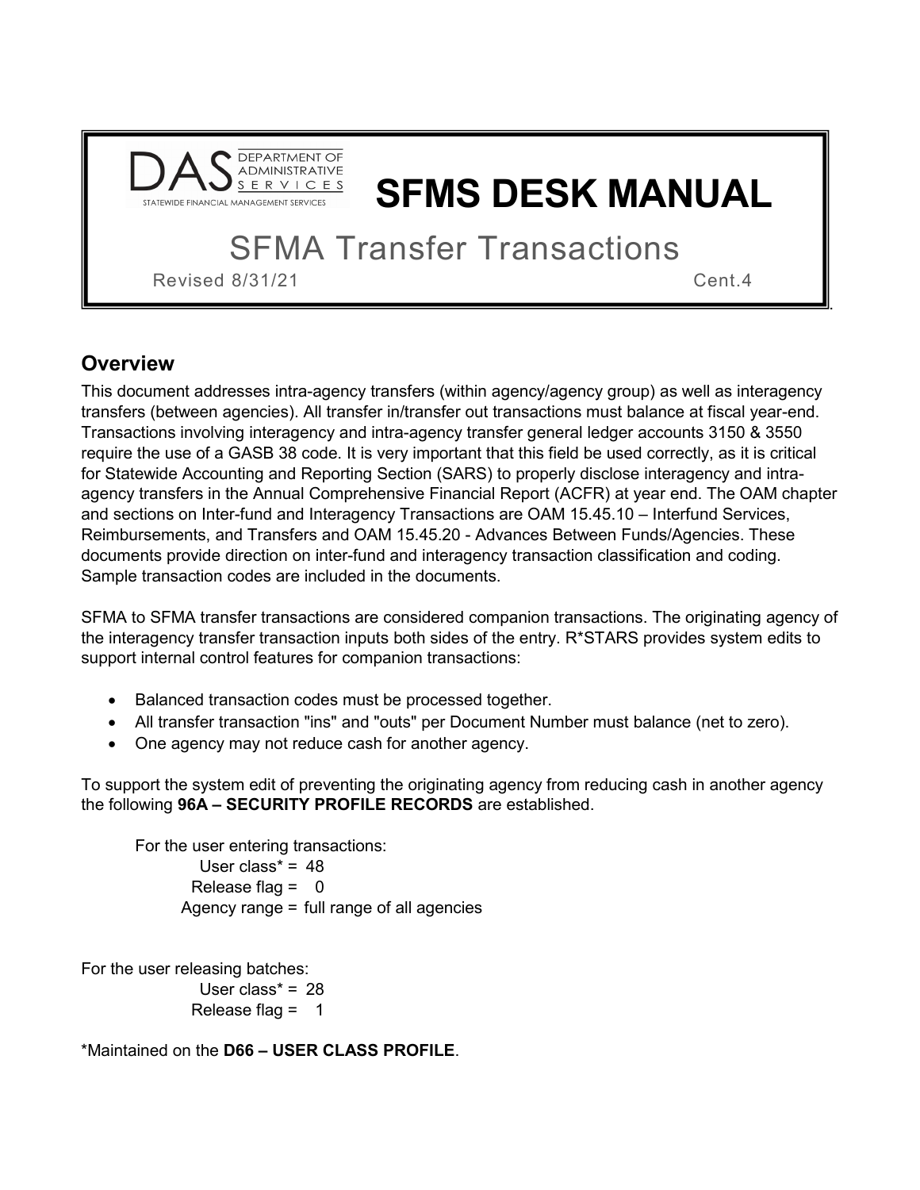# SFMS DESK MANUAL

DEPARTMENT OF ADMINISTRATIVE SERVICES
STATEWIDE FINANCIAL MANAGEMENT SERVICES

## SFMA Transfer Transactions

Revised 8/31/21 Cent.4

## Overview

This document addresses intra-agency transfers (within agency/agency group) as well as interagency transfers (between agencies). All transfer in/transfer out transactions must balance at fiscal year-end. Transactions involving interagency and intra-agency transfer general ledger accounts 3150 & 3550 require the use of a GASB 38 code. It is very important that this field be used correctly, as it is critical for Statewide Accounting and Reporting Section (SARS) to properly disclose interagency and intra-agency transfers in the Annual Comprehensive Financial Report (ACFR) at year end. The OAM chapter and sections on Inter-fund and Interagency Transactions are OAM 15.45.10 – Interfund Services, Reimbursements, and Transfers and OAM 15.45.20 - Advances Between Funds/Agencies. These documents provide direction on inter-fund and interagency transaction classification and coding. Sample transaction codes are included in the documents.

SFMA to SFMA transfer transactions are considered companion transactions. The originating agency of the interagency transfer transaction inputs both sides of the entry. R*STARS provides system edits to support internal control features for companion transactions:

- Balanced transaction codes must be processed together.
- All transfer transaction "ins" and "outs" per Document Number must balance (net to zero).
- One agency may not reduce cash for another agency.

To support the system edit of preventing the originating agency from reducing cash in another agency the following **96A – SECURITY PROFILE RECORDS** are established.

For the user entering transactions:
User class* = 48
Release flag = 0
Agency range = full range of all agencies

For the user releasing batches:
User class* = 28
Release flag = 1

*Maintained on the **D66 – USER CLASS PROFILE**.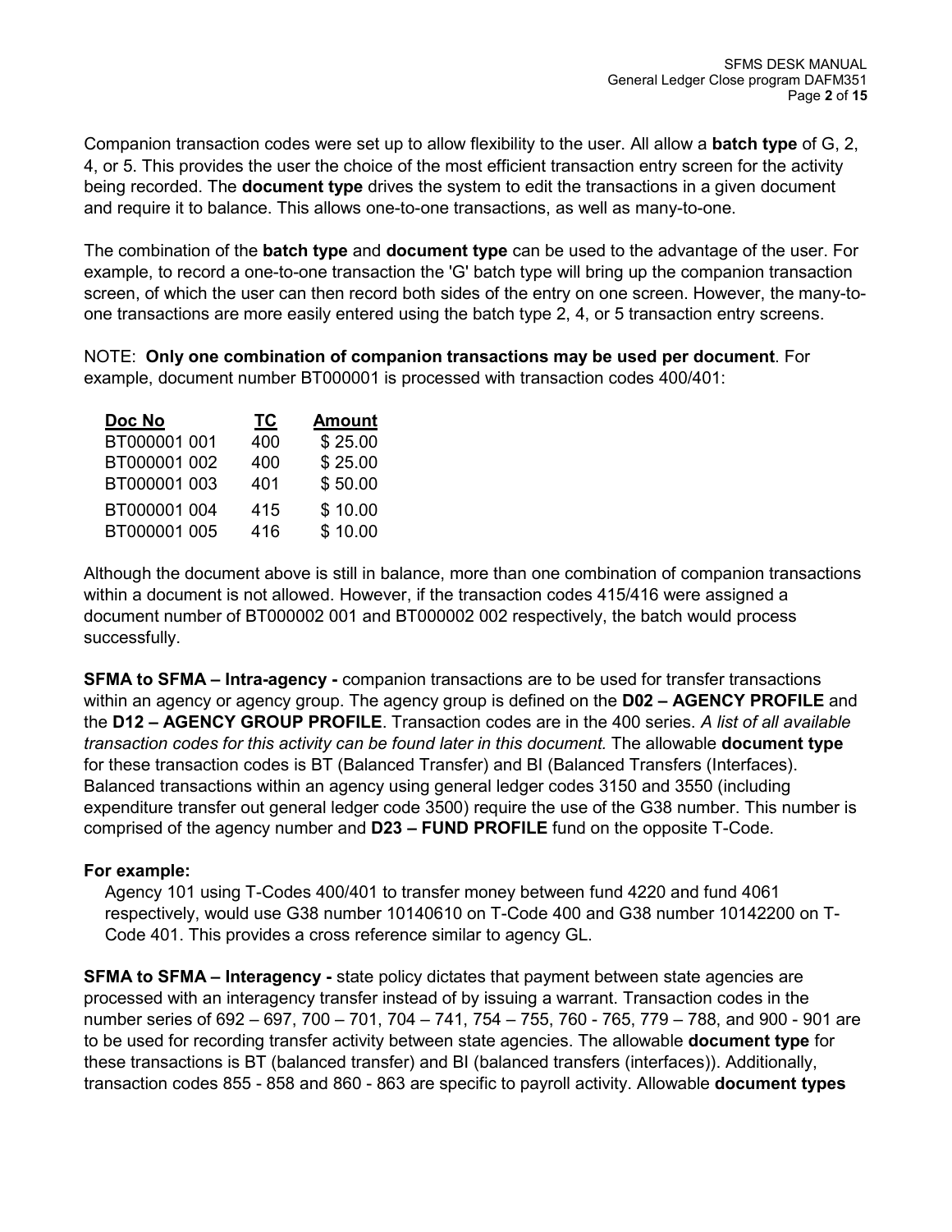Companion transaction codes were set up to allow flexibility to the user. All allow a **batch type** of G, 2, 4, or 5. This provides the user the choice of the most efficient transaction entry screen for the activity being recorded. The **document type** drives the system to edit the transactions in a given document and require it to balance. This allows one-to-one transactions, as well as many-to-one.

The combination of the **batch type** and **document type** can be used to the advantage of the user. For example, to record a one-to-one transaction the 'G' batch type will bring up the companion transaction screen, of which the user can then record both sides of the entry on one screen. However, the many-to-one transactions are more easily entered using the batch type 2, 4, or 5 transaction entry screens.

NOTE: **Only one combination of companion transactions may be used per document**. For example, document number BT000001 is processed with transaction codes 400/401:

| Doc No | TC | Amount |
|---|---|---|
| BT000001 001 | 400 | $ 25.00 |
| BT000001 002 | 400 | $ 25.00 |
| BT000001 003 | 401 | $ 50.00 |
| BT000001 004 | 415 | $ 10.00 |
| BT000001 005 | 416 | $ 10.00 |

Although the document above is still in balance, more than one combination of companion transactions within a document is not allowed. However, if the transaction codes 415/416 were assigned a document number of BT000002 001 and BT000002 002 respectively, the batch would process successfully.

**SFMA to SFMA – Intra-agency -** companion transactions are to be used for transfer transactions within an agency or agency group. The agency group is defined on the **D02 – AGENCY PROFILE** and the **D12 – AGENCY GROUP PROFILE**. Transaction codes are in the 400 series. *A list of all available transaction codes for this activity can be found later in this document.* The allowable **document type** for these transaction codes is BT (Balanced Transfer) and BI (Balanced Transfers (Interfaces). Balanced transactions within an agency using general ledger codes 3150 and 3550 (including expenditure transfer out general ledger code 3500) require the use of the G38 number. This number is comprised of the agency number and **D23 – FUND PROFILE** fund on the opposite T-Code.

**For example:**

Agency 101 using T-Codes 400/401 to transfer money between fund 4220 and fund 4061 respectively, would use G38 number 10140610 on T-Code 400 and G38 number 10142200 on T-Code 401. This provides a cross reference similar to agency GL.

**SFMA to SFMA – Interagency -** state policy dictates that payment between state agencies are processed with an interagency transfer instead of by issuing a warrant. Transaction codes in the number series of 692 – 697, 700 – 701, 704 – 741, 754 – 755, 760 - 765, 779 – 788, and 900 - 901 are to be used for recording transfer activity between state agencies. The allowable **document type** for these transactions is BT (balanced transfer) and BI (balanced transfers (interfaces)). Additionally, transaction codes 855 - 858 and 860 - 863 are specific to payroll activity. Allowable **document types**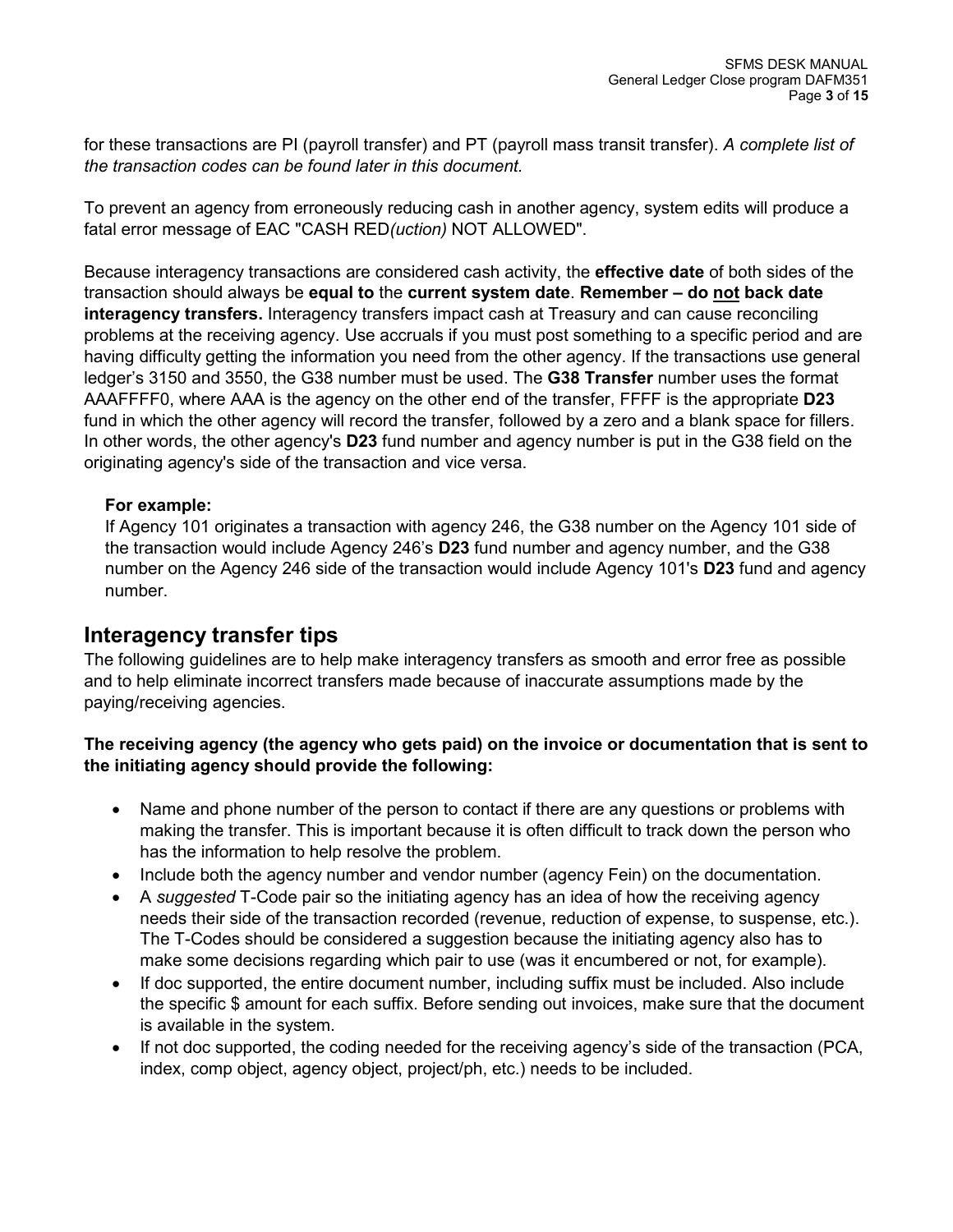for these transactions are PI (payroll transfer) and PT (payroll mass transit transfer). *A complete list of the transaction codes can be found later in this document.*

To prevent an agency from erroneously reducing cash in another agency, system edits will produce a fatal error message of EAC "CASH RED*(uction)* NOT ALLOWED".

Because interagency transactions are considered cash activity, the **effective date** of both sides of the transaction should always be **equal to** the **current system date**. **Remember – do not back date interagency transfers.** Interagency transfers impact cash at Treasury and can cause reconciling problems at the receiving agency. Use accruals if you must post something to a specific period and are having difficulty getting the information you need from the other agency. If the transactions use general ledger's 3150 and 3550, the G38 number must be used. The **G38 Transfer** number uses the format AAAFFFF0, where AAA is the agency on the other end of the transfer, FFFF is the appropriate **D23** fund in which the other agency will record the transfer, followed by a zero and a blank space for fillers. In other words, the other agency's **D23** fund number and agency number is put in the G38 field on the originating agency's side of the transaction and vice versa.

**For example:**
If Agency 101 originates a transaction with agency 246, the G38 number on the Agency 101 side of the transaction would include Agency 246's **D23** fund number and agency number, and the G38 number on the Agency 246 side of the transaction would include Agency 101's **D23** fund and agency number.

## Interagency transfer tips

The following guidelines are to help make interagency transfers as smooth and error free as possible and to help eliminate incorrect transfers made because of inaccurate assumptions made by the paying/receiving agencies.

**The receiving agency (the agency who gets paid) on the invoice or documentation that is sent to the initiating agency should provide the following:**

- Name and phone number of the person to contact if there are any questions or problems with making the transfer. This is important because it is often difficult to track down the person who has the information to help resolve the problem.
- Include both the agency number and vendor number (agency Fein) on the documentation.
- A *suggested* T-Code pair so the initiating agency has an idea of how the receiving agency needs their side of the transaction recorded (revenue, reduction of expense, to suspense, etc.). The T-Codes should be considered a suggestion because the initiating agency also has to make some decisions regarding which pair to use (was it encumbered or not, for example).
- If doc supported, the entire document number, including suffix must be included. Also include the specific $ amount for each suffix. Before sending out invoices, make sure that the document is available in the system.
- If not doc supported, the coding needed for the receiving agency's side of the transaction (PCA, index, comp object, agency object, project/ph, etc.) needs to be included.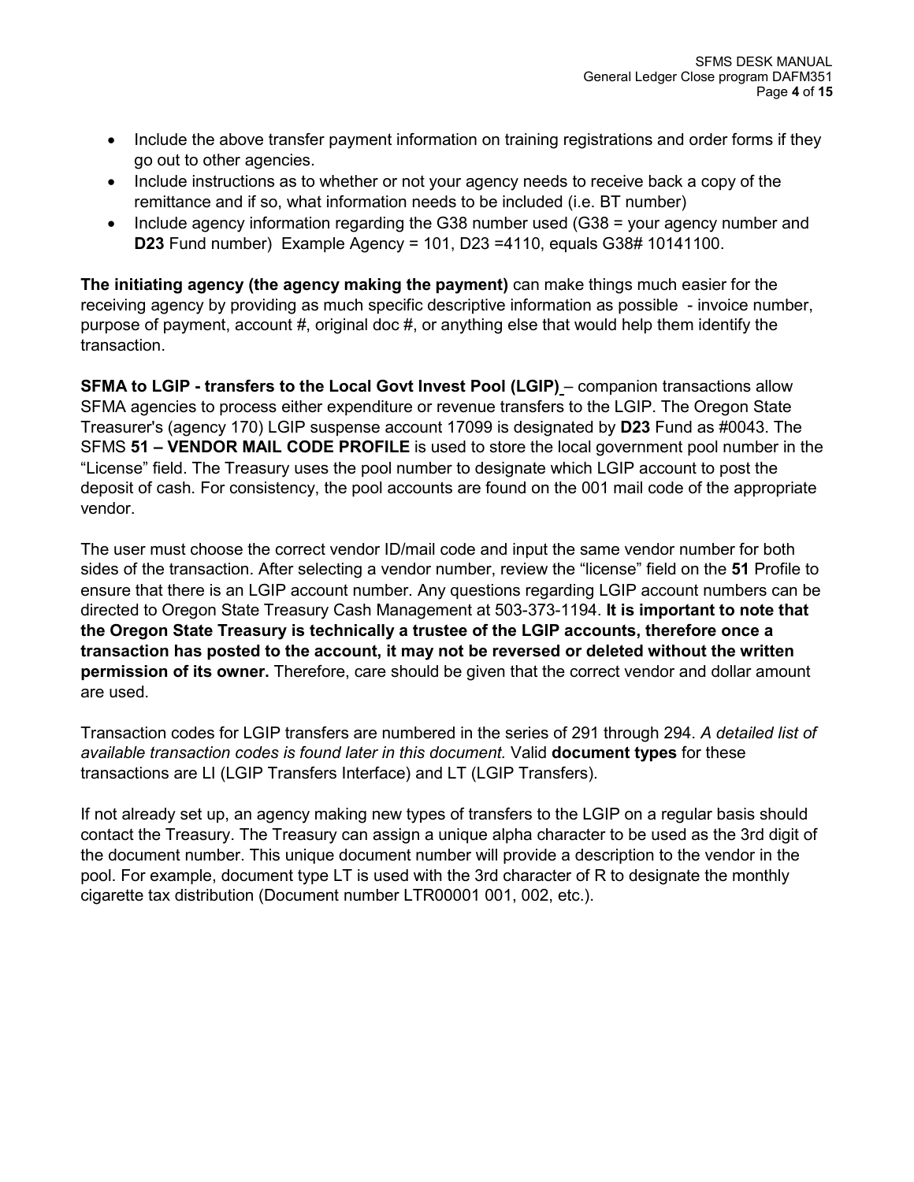- Include the above transfer payment information on training registrations and order forms if they go out to other agencies.
- Include instructions as to whether or not your agency needs to receive back a copy of the remittance and if so, what information needs to be included (i.e. BT number)
- Include agency information regarding the G38 number used (G38 = your agency number and **D23** Fund number) Example Agency = 101, D23 =4110, equals G38# 10141100.

**The initiating agency (the agency making the payment)** can make things much easier for the receiving agency by providing as much specific descriptive information as possible - invoice number, purpose of payment, account #, original doc #, or anything else that would help them identify the transaction.

**SFMA to LGIP - transfers to the Local Govt Invest Pool (LGIP)** – companion transactions allow SFMA agencies to process either expenditure or revenue transfers to the LGIP. The Oregon State Treasurer's (agency 170) LGIP suspense account 17099 is designated by **D23** Fund as #0043. The SFMS **51 – VENDOR MAIL CODE PROFILE** is used to store the local government pool number in the "License" field. The Treasury uses the pool number to designate which LGIP account to post the deposit of cash. For consistency, the pool accounts are found on the 001 mail code of the appropriate vendor.

The user must choose the correct vendor ID/mail code and input the same vendor number for both sides of the transaction. After selecting a vendor number, review the "license" field on the **51** Profile to ensure that there is an LGIP account number. Any questions regarding LGIP account numbers can be directed to Oregon State Treasury Cash Management at 503-373-1194. **It is important to note that the Oregon State Treasury is technically a trustee of the LGIP accounts, therefore once a transaction has posted to the account, it may not be reversed or deleted without the written permission of its owner.** Therefore, care should be given that the correct vendor and dollar amount are used.

Transaction codes for LGIP transfers are numbered in the series of 291 through 294. *A detailed list of available transaction codes is found later in this document.* Valid **document types** for these transactions are LI (LGIP Transfers Interface) and LT (LGIP Transfers).

If not already set up, an agency making new types of transfers to the LGIP on a regular basis should contact the Treasury. The Treasury can assign a unique alpha character to be used as the 3rd digit of the document number. This unique document number will provide a description to the vendor in the pool. For example, document type LT is used with the 3rd character of R to designate the monthly cigarette tax distribution (Document number LTR00001 001, 002, etc.).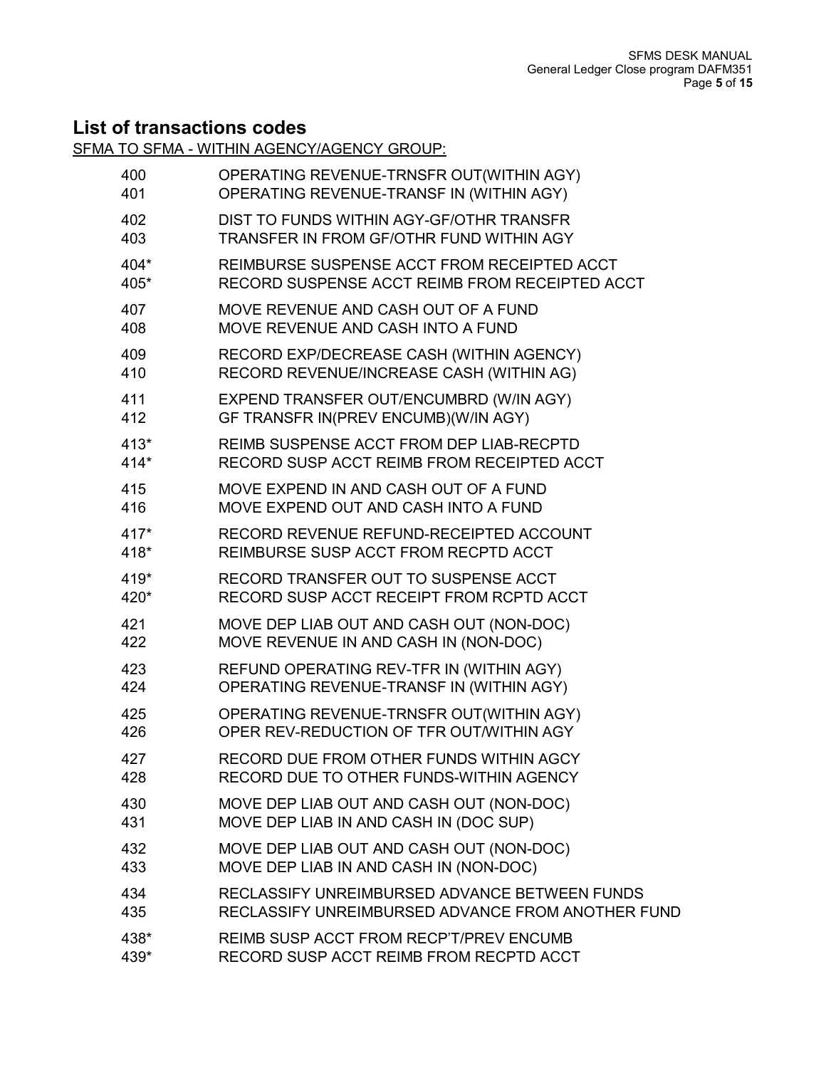## List of transactions codes

SFMA TO SFMA - WITHIN AGENCY/AGENCY GROUP:

| Code | Description |
|---|---|
| 400 | OPERATING REVENUE-TRNSFR OUT(WITHIN AGY) |
| 401 | OPERATING REVENUE-TRANSF IN (WITHIN AGY) |
| 402 | DIST TO FUNDS WITHIN AGY-GF/OTHR TRANSFR |
| 403 | TRANSFER IN FROM GF/OTHR FUND WITHIN AGY |
| 404* | REIMBURSE SUSPENSE ACCT FROM RECEIPTED ACCT |
| 405* | RECORD SUSPENSE ACCT REIMB FROM RECEIPTED ACCT |
| 407 | MOVE REVENUE AND CASH OUT OF A FUND |
| 408 | MOVE REVENUE AND CASH INTO A FUND |
| 409 | RECORD EXP/DECREASE CASH (WITHIN AGENCY) |
| 410 | RECORD REVENUE/INCREASE CASH (WITHIN AG) |
| 411 | EXPEND TRANSFER OUT/ENCUMBRD (W/IN AGY) |
| 412 | GF TRANSFR IN(PREV ENCUMB)(W/IN AGY) |
| 413* | REIMB SUSPENSE ACCT FROM DEP LIAB-RECPTD |
| 414* | RECORD SUSP ACCT REIMB FROM RECEIPTED ACCT |
| 415 | MOVE EXPEND IN AND CASH OUT OF A FUND |
| 416 | MOVE EXPEND OUT AND CASH INTO A FUND |
| 417* | RECORD REVENUE REFUND-RECEIPTED ACCOUNT |
| 418* | REIMBURSE SUSP ACCT FROM RECPTD ACCT |
| 419* | RECORD TRANSFER OUT TO SUSPENSE ACCT |
| 420* | RECORD SUSP ACCT RECEIPT FROM RCPTD ACCT |
| 421 | MOVE DEP LIAB OUT AND CASH OUT (NON-DOC) |
| 422 | MOVE REVENUE IN AND CASH IN (NON-DOC) |
| 423 | REFUND OPERATING REV-TFR IN (WITHIN AGY) |
| 424 | OPERATING REVENUE-TRANSF IN (WITHIN AGY) |
| 425 | OPERATING REVENUE-TRNSFR OUT(WITHIN AGY) |
| 426 | OPER REV-REDUCTION OF TFR OUT/WITHIN AGY |
| 427 | RECORD DUE FROM OTHER FUNDS WITHIN AGCY |
| 428 | RECORD DUE TO OTHER FUNDS-WITHIN AGENCY |
| 430 | MOVE DEP LIAB OUT AND CASH OUT (NON-DOC) |
| 431 | MOVE DEP LIAB IN AND CASH IN (DOC SUP) |
| 432 | MOVE DEP LIAB OUT AND CASH OUT (NON-DOC) |
| 433 | MOVE DEP LIAB IN AND CASH IN (NON-DOC) |
| 434 | RECLASSIFY UNREIMBURSED ADVANCE BETWEEN FUNDS |
| 435 | RECLASSIFY UNREIMBURSED ADVANCE FROM ANOTHER FUND |
| 438* | REIMB SUSP ACCT FROM RECP'T/PREV ENCUMB |
| 439* | RECORD SUSP ACCT REIMB FROM RECPTD ACCT |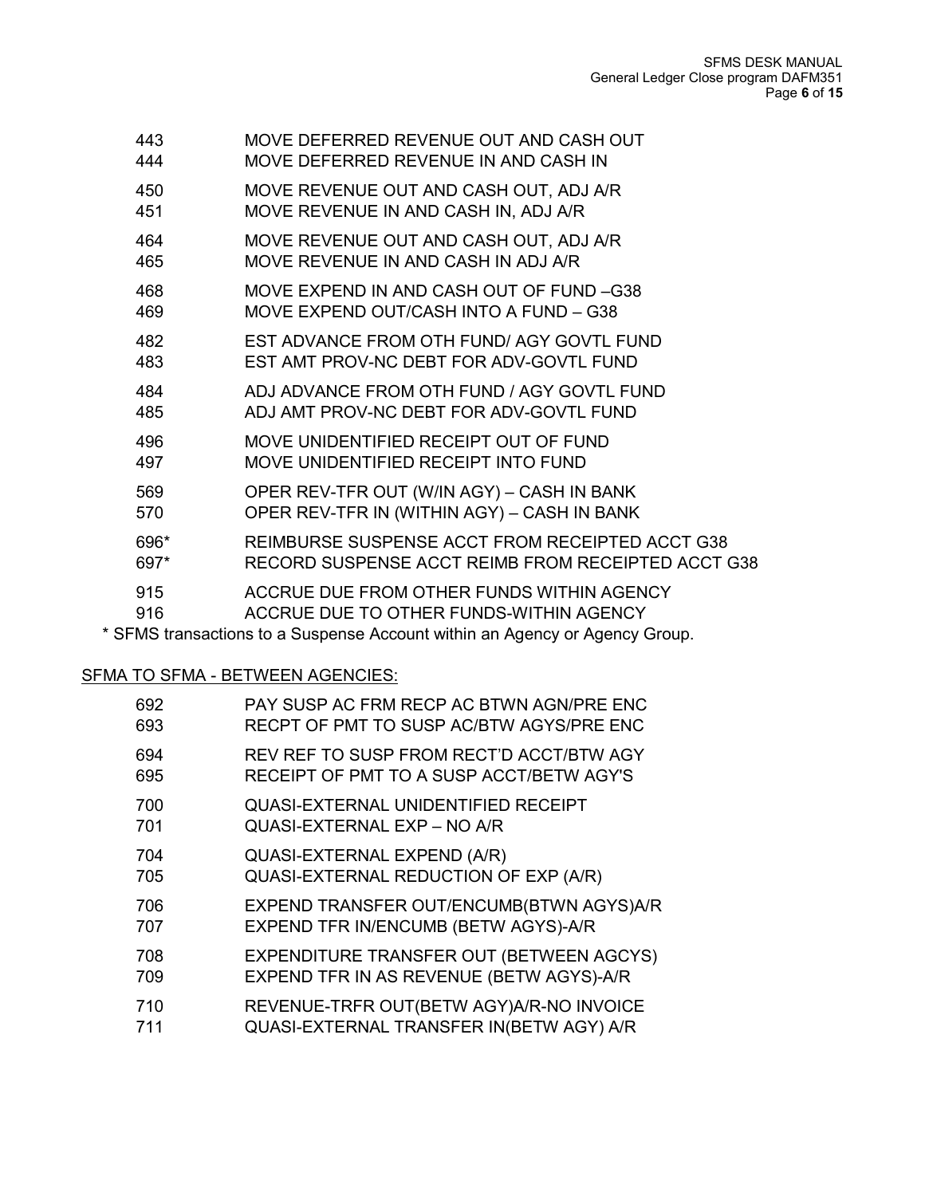| | |
|---|---|
| 443 | MOVE DEFERRED REVENUE OUT AND CASH OUT |
| 444 | MOVE DEFERRED REVENUE IN AND CASH IN |
| 450 | MOVE REVENUE OUT AND CASH OUT, ADJ A/R |
| 451 | MOVE REVENUE IN AND CASH IN, ADJ A/R |
| 464 | MOVE REVENUE OUT AND CASH OUT, ADJ A/R |
| 465 | MOVE REVENUE IN AND CASH IN ADJ A/R |
| 468 | MOVE EXPEND IN AND CASH OUT OF FUND –G38 |
| 469 | MOVE EXPEND OUT/CASH INTO A FUND – G38 |
| 482 | EST ADVANCE FROM OTH FUND/ AGY GOVTL FUND |
| 483 | EST AMT PROV-NC DEBT FOR ADV-GOVTL FUND |
| 484 | ADJ ADVANCE FROM OTH FUND / AGY GOVTL FUND |
| 485 | ADJ AMT PROV-NC DEBT FOR ADV-GOVTL FUND |
| 496 | MOVE UNIDENTIFIED RECEIPT OUT OF FUND |
| 497 | MOVE UNIDENTIFIED RECEIPT INTO FUND |
| 569 | OPER REV-TFR OUT (W/IN AGY) – CASH IN BANK |
| 570 | OPER REV-TFR IN (WITHIN AGY) – CASH IN BANK |
| 696* | REIMBURSE SUSPENSE ACCT FROM RECEIPTED ACCT G38 |
| 697* | RECORD SUSPENSE ACCT REIMB FROM RECEIPTED ACCT G38 |
| 915 | ACCRUE DUE FROM OTHER FUNDS WITHIN AGENCY |
| 916 | ACCRUE DUE TO OTHER FUNDS-WITHIN AGENCY |

* SFMS transactions to a Suspense Account within an Agency or Agency Group.

<u>SFMA TO SFMA - BETWEEN AGENCIES:</u>

| | |
|---|---|
| 692 | PAY SUSP AC FRM RECP AC BTWN AGN/PRE ENC |
| 693 | RECPT OF PMT TO SUSP AC/BTW AGYS/PRE ENC |
| 694 | REV REF TO SUSP FROM RECT'D ACCT/BTW AGY |
| 695 | RECEIPT OF PMT TO A SUSP ACCT/BETW AGY'S |
| 700 | QUASI-EXTERNAL UNIDENTIFIED RECEIPT |
| 701 | QUASI-EXTERNAL EXP – NO A/R |
| 704 | QUASI-EXTERNAL EXPEND (A/R) |
| 705 | QUASI-EXTERNAL REDUCTION OF EXP (A/R) |
| 706 | EXPEND TRANSFER OUT/ENCUMB(BTWN AGYS)A/R |
| 707 | EXPEND TFR IN/ENCUMB (BETW AGYS)-A/R |
| 708 | EXPENDITURE TRANSFER OUT (BETWEEN AGCYS) |
| 709 | EXPEND TFR IN AS REVENUE (BETW AGYS)-A/R |
| 710 | REVENUE-TRFR OUT(BETW AGY)A/R-NO INVOICE |
| 711 | QUASI-EXTERNAL TRANSFER IN(BETW AGY) A/R |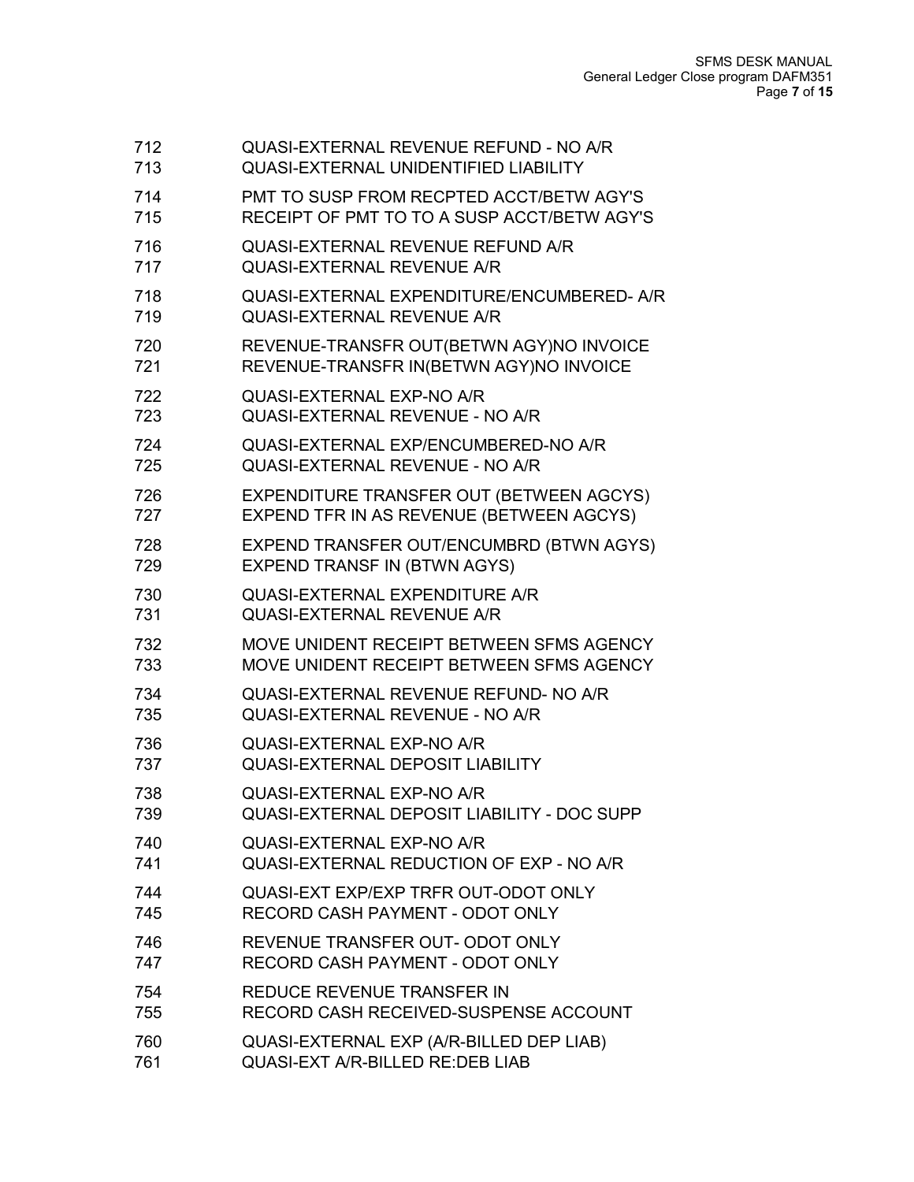712 QUASI-EXTERNAL REVENUE REFUND - NO A/R
713 QUASI-EXTERNAL UNIDENTIFIED LIABILITY

714 PMT TO SUSP FROM RECPTED ACCT/BETW AGY'S
715 RECEIPT OF PMT TO TO A SUSP ACCT/BETW AGY'S

716 QUASI-EXTERNAL REVENUE REFUND A/R
717 QUASI-EXTERNAL REVENUE A/R

718 QUASI-EXTERNAL EXPENDITURE/ENCUMBERED- A/R
719 QUASI-EXTERNAL REVENUE A/R

720 REVENUE-TRANSFR OUT(BETWN AGY)NO INVOICE
721 REVENUE-TRANSFR IN(BETWN AGY)NO INVOICE

722 QUASI-EXTERNAL EXP-NO A/R
723 QUASI-EXTERNAL REVENUE - NO A/R

724 QUASI-EXTERNAL EXP/ENCUMBERED-NO A/R
725 QUASI-EXTERNAL REVENUE - NO A/R

726 EXPENDITURE TRANSFER OUT (BETWEEN AGCYS)
727 EXPEND TFR IN AS REVENUE (BETWEEN AGCYS)

728 EXPEND TRANSFER OUT/ENCUMBRD (BTWN AGYS)
729 EXPEND TRANSF IN (BTWN AGYS)

730 QUASI-EXTERNAL EXPENDITURE A/R
731 QUASI-EXTERNAL REVENUE A/R

732 MOVE UNIDENT RECEIPT BETWEEN SFMS AGENCY
733 MOVE UNIDENT RECEIPT BETWEEN SFMS AGENCY

734 QUASI-EXTERNAL REVENUE REFUND- NO A/R
735 QUASI-EXTERNAL REVENUE - NO A/R

736 QUASI-EXTERNAL EXP-NO A/R
737 QUASI-EXTERNAL DEPOSIT LIABILITY

738 QUASI-EXTERNAL EXP-NO A/R
739 QUASI-EXTERNAL DEPOSIT LIABILITY - DOC SUPP

740 QUASI-EXTERNAL EXP-NO A/R
741 QUASI-EXTERNAL REDUCTION OF EXP - NO A/R

744 QUASI-EXT EXP/EXP TRFR OUT-ODOT ONLY
745 RECORD CASH PAYMENT - ODOT ONLY

746 REVENUE TRANSFER OUT- ODOT ONLY
747 RECORD CASH PAYMENT - ODOT ONLY

754 REDUCE REVENUE TRANSFER IN
755 RECORD CASH RECEIVED-SUSPENSE ACCOUNT

760 QUASI-EXTERNAL EXP (A/R-BILLED DEP LIAB)
761 QUASI-EXT A/R-BILLED RE:DEB LIAB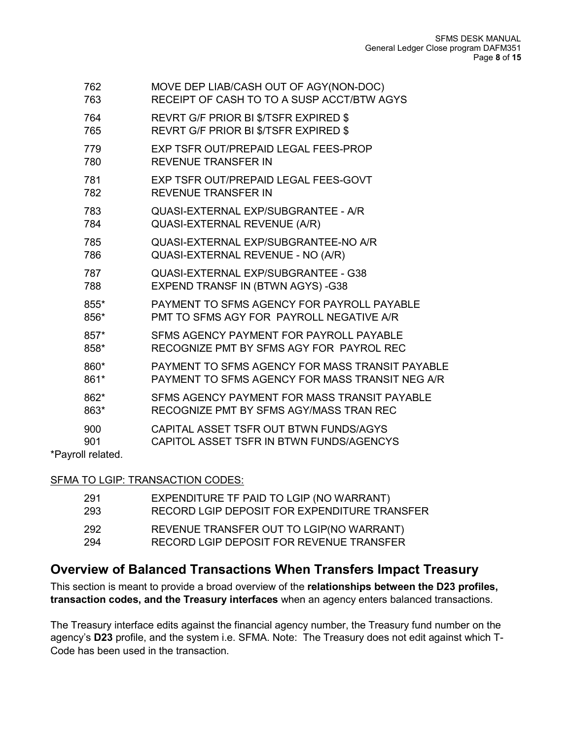762 MOVE DEP LIAB/CASH OUT OF AGY(NON-DOC)
763 RECEIPT OF CASH TO TO A SUSP ACCT/BTW AGYS

764 REVRT G/F PRIOR BI $/TSFR EXPIRED $
765 REVRT G/F PRIOR BI $/TSFR EXPIRED $

779 EXP TSFR OUT/PREPAID LEGAL FEES-PROP
780 REVENUE TRANSFER IN

781 EXP TSFR OUT/PREPAID LEGAL FEES-GOVT
782 REVENUE TRANSFER IN

783 QUASI-EXTERNAL EXP/SUBGRANTEE - A/R
784 QUASI-EXTERNAL REVENUE (A/R)

785 QUASI-EXTERNAL EXP/SUBGRANTEE-NO A/R
786 QUASI-EXTERNAL REVENUE - NO (A/R)

787 QUASI-EXTERNAL EXP/SUBGRANTEE - G38
788 EXPEND TRANSF IN (BTWN AGYS) -G38

855* PAYMENT TO SFMS AGENCY FOR PAYROLL PAYABLE
856* PMT TO SFMS AGY FOR PAYROLL NEGATIVE A/R

857* SFMS AGENCY PAYMENT FOR PAYROLL PAYABLE
858* RECOGNIZE PMT BY SFMS AGY FOR PAYROL REC

860* PAYMENT TO SFMS AGENCY FOR MASS TRANSIT PAYABLE
861* PAYMENT TO SFMS AGENCY FOR MASS TRANSIT NEG A/R

862* SFMS AGENCY PAYMENT FOR MASS TRANSIT PAYABLE
863* RECOGNIZE PMT BY SFMS AGY/MASS TRAN REC

900 CAPITAL ASSET TSFR OUT BTWN FUNDS/AGYS
901 CAPITOL ASSET TSFR IN BTWN FUNDS/AGENCYS

*Payroll related.

SFMA TO LGIP: TRANSACTION CODES:

291 EXPENDITURE TF PAID TO LGIP (NO WARRANT)
293 RECORD LGIP DEPOSIT FOR EXPENDITURE TRANSFER

292 REVENUE TRANSFER OUT TO LGIP(NO WARRANT)
294 RECORD LGIP DEPOSIT FOR REVENUE TRANSFER

## Overview of Balanced Transactions When Transfers Impact Treasury

This section is meant to provide a broad overview of the **relationships between the D23 profiles, transaction codes, and the Treasury interfaces** when an agency enters balanced transactions.

The Treasury interface edits against the financial agency number, the Treasury fund number on the agency's **D23** profile, and the system i.e. SFMA. Note: The Treasury does not edit against which T-Code has been used in the transaction.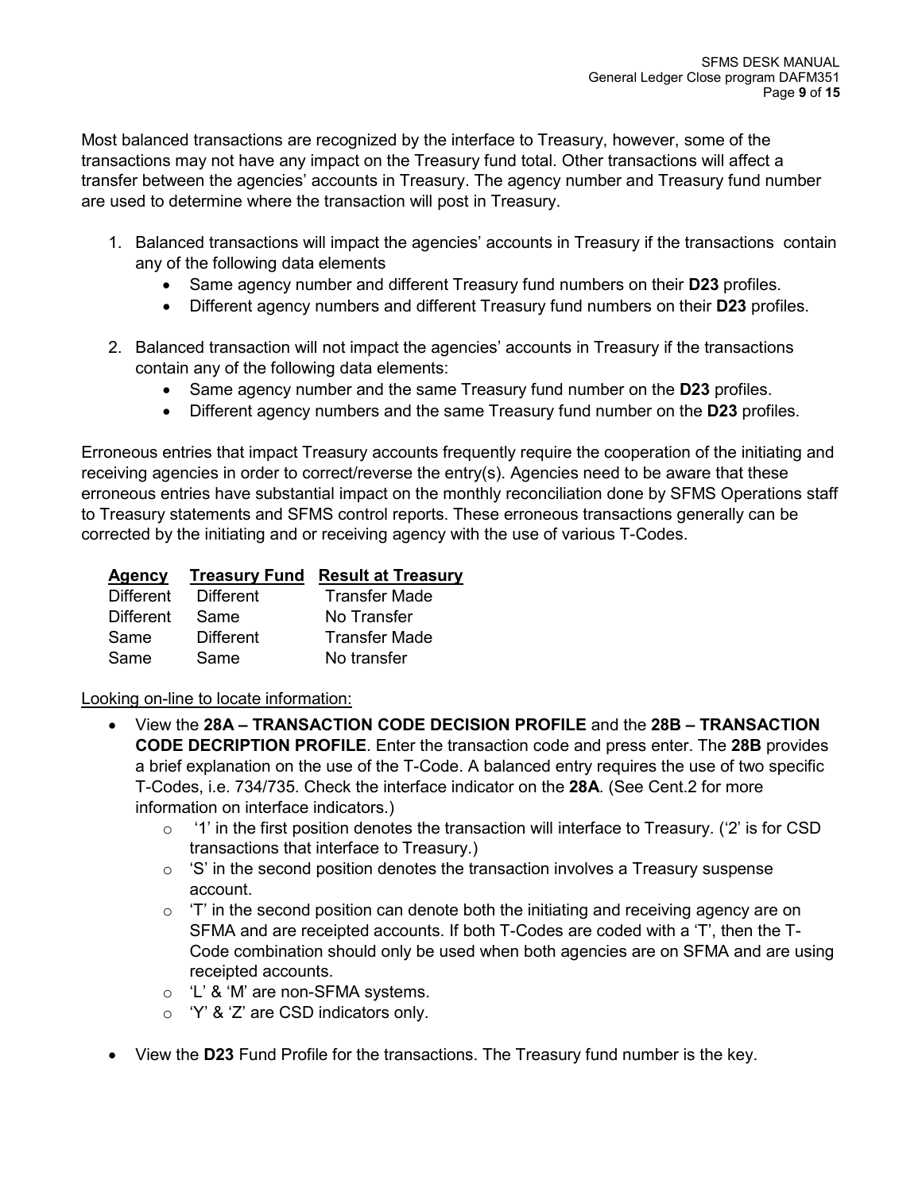Most balanced transactions are recognized by the interface to Treasury, however, some of the transactions may not have any impact on the Treasury fund total. Other transactions will affect a transfer between the agencies' accounts in Treasury. The agency number and Treasury fund number are used to determine where the transaction will post in Treasury.

1. Balanced transactions will impact the agencies' accounts in Treasury if the transactions contain any of the following data elements
   - Same agency number and different Treasury fund numbers on their **D23** profiles.
   - Different agency numbers and different Treasury fund numbers on their **D23** profiles.

2. Balanced transaction will not impact the agencies' accounts in Treasury if the transactions contain any of the following data elements:
   - Same agency number and the same Treasury fund number on the **D23** profiles.
   - Different agency numbers and the same Treasury fund number on the **D23** profiles.

Erroneous entries that impact Treasury accounts frequently require the cooperation of the initiating and receiving agencies in order to correct/reverse the entry(s). Agencies need to be aware that these erroneous entries have substantial impact on the monthly reconciliation done by SFMS Operations staff to Treasury statements and SFMS control reports. These erroneous transactions generally can be corrected by the initiating and or receiving agency with the use of various T-Codes.

| Agency | Treasury Fund | Result at Treasury |
|---|---|---|
| Different | Different | Transfer Made |
| Different | Same | No Transfer |
| Same | Different | Transfer Made |
| Same | Same | No transfer |

Looking on-line to locate information:

- View the **28A – TRANSACTION CODE DECISION PROFILE** and the **28B – TRANSACTION CODE DECRIPTION PROFILE**. Enter the transaction code and press enter. The **28B** provides a brief explanation on the use of the T-Code. A balanced entry requires the use of two specific T-Codes, i.e. 734/735. Check the interface indicator on the **28A**. (See Cent.2 for more information on interface indicators.)
  - '1' in the first position denotes the transaction will interface to Treasury. ('2' is for CSD transactions that interface to Treasury.)
  - 'S' in the second position denotes the transaction involves a Treasury suspense account.
  - 'T' in the second position can denote both the initiating and receiving agency are on SFMA and are receipted accounts. If both T-Codes are coded with a 'T', then the T-Code combination should only be used when both agencies are on SFMA and are using receipted accounts.
  - 'L' & 'M' are non-SFMA systems.
  - 'Y' & 'Z' are CSD indicators only.

- View the **D23** Fund Profile for the transactions. The Treasury fund number is the key.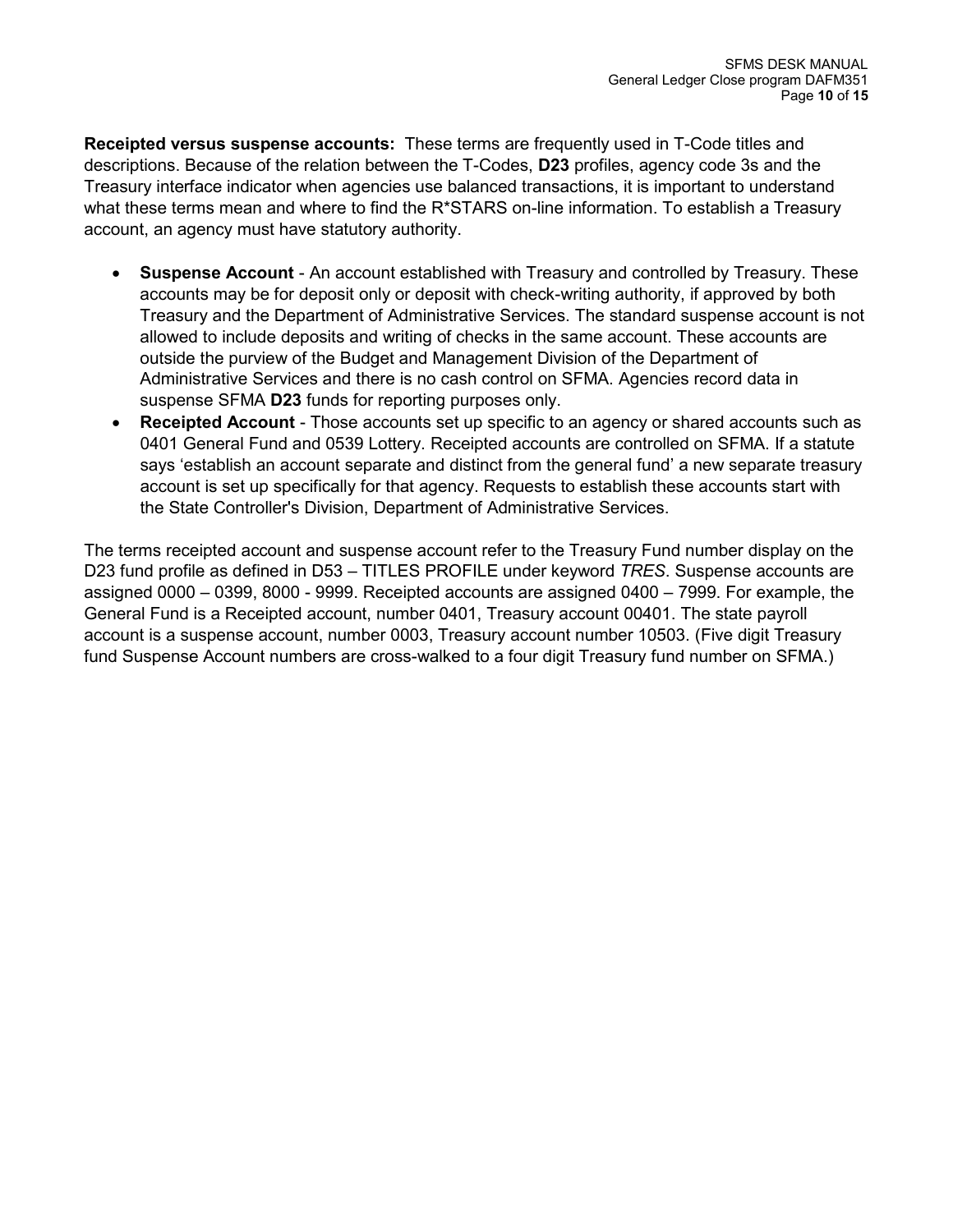**Receipted versus suspense accounts:** These terms are frequently used in T-Code titles and descriptions. Because of the relation between the T-Codes, **D23** profiles, agency code 3s and the Treasury interface indicator when agencies use balanced transactions, it is important to understand what these terms mean and where to find the R*STARS on-line information. To establish a Treasury account, an agency must have statutory authority.

- **Suspense Account** - An account established with Treasury and controlled by Treasury. These accounts may be for deposit only or deposit with check-writing authority, if approved by both Treasury and the Department of Administrative Services. The standard suspense account is not allowed to include deposits and writing of checks in the same account. These accounts are outside the purview of the Budget and Management Division of the Department of Administrative Services and there is no cash control on SFMA. Agencies record data in suspense SFMA **D23** funds for reporting purposes only.
- **Receipted Account** - Those accounts set up specific to an agency or shared accounts such as 0401 General Fund and 0539 Lottery. Receipted accounts are controlled on SFMA. If a statute says 'establish an account separate and distinct from the general fund' a new separate treasury account is set up specifically for that agency. Requests to establish these accounts start with the State Controller's Division, Department of Administrative Services.

The terms receipted account and suspense account refer to the Treasury Fund number display on the D23 fund profile as defined in D53 – TITLES PROFILE under keyword *TRES*. Suspense accounts are assigned 0000 – 0399, 8000 - 9999. Receipted accounts are assigned 0400 – 7999. For example, the General Fund is a Receipted account, number 0401, Treasury account 00401. The state payroll account is a suspense account, number 0003, Treasury account number 10503. (Five digit Treasury fund Suspense Account numbers are cross-walked to a four digit Treasury fund number on SFMA.)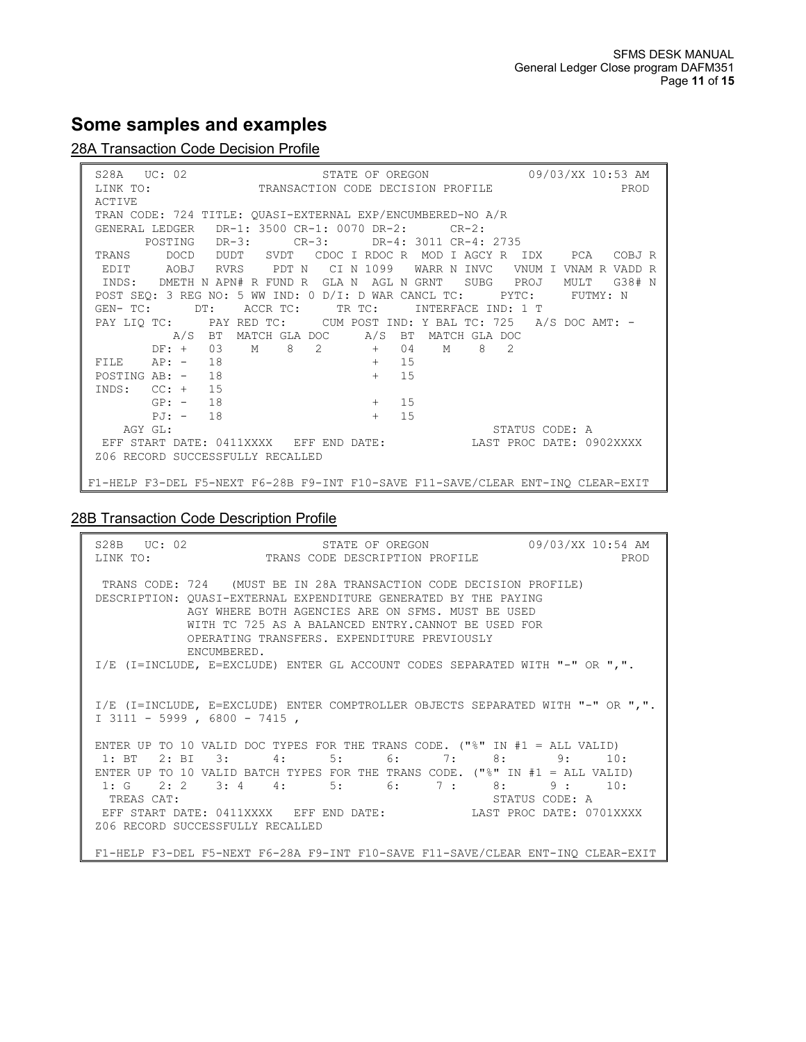## Some samples and examples

28A Transaction Code Decision Profile

```
S28A   UC: 02                    STATE OF OREGON            09/03/XX 10:53 AM
LINK TO:                 TRANSACTION CODE DECISION PROFILE                PROD
ACTIVE
TRAN CODE: 724 TITLE: QUASI-EXTERNAL EXP/ENCUMBERED-NO A/R
GENERAL LEDGER   DR-1: 3500 CR-1: 0070 DR-2:      CR-2:
      POSTING   DR-3:      CR-3:      DR-4: 3011 CR-4: 2735
TRANS     DOCD   DUDT   SVDT   CDOC I RDOC R  MOD I AGCY R  IDX    PCA   COBJ R
 EDIT     AOBJ   RVRS    PDT N   CI N 1099   WARR N INVC   VNUM I VNAM R VADD R
 INDS:   DMETH N APN# R FUND R  GLA N  AGL N GRNT   SUBG   PROJ   MULT   G38# N
POST SEQ: 3 REG NO: 5 WW IND: 0 D/I: D WAR CANCL TC:     PYTC:     FUTMY: N
GEN- TC:      DT:    ACCR TC:     TR TC:     INTERFACE IND: 1 T
PAY LIQ TC:     PAY RED TC:     CUM POST IND: Y BAL TC: 725   A/S DOC AMT: -
          A/S  BT  MATCH GLA DOC     A/S  BT  MATCH GLA DOC
       DF: +   03    M    8   2       +   04    M    8   2
FILE    AP: -   18                    +   15
POSTING AB: -   18                    +   15
INDS:   CC: +   15
        GP: -   18                    +   15
        PJ: -   18                    +   15
    AGY GL:                                           STATUS CODE: A
 EFF START DATE: 0411XXXX   EFF END DATE:           LAST PROC DATE: 0902XXXX
Z06 RECORD SUCCESSFULLY RECALLED

F1-HELP F3-DEL F5-NEXT F6-28B F9-INT F10-SAVE F11-SAVE/CLEAR ENT-INQ CLEAR-EXIT
```

28B Transaction Code Description Profile

```
S28B   UC: 02                    STATE OF OREGON            09/03/XX 10:54 AM
LINK TO:                  TRANS CODE DESCRIPTION PROFILE                  PROD

 TRANS CODE: 724   (MUST BE IN 28A TRANSACTION CODE DECISION PROFILE)
DESCRIPTION: QUASI-EXTERNAL EXPENDITURE GENERATED BY THE PAYING
             AGY WHERE BOTH AGENCIES ARE ON SFMS. MUST BE USED
             WITH TC 725 AS A BALANCED ENTRY.CANNOT BE USED FOR
             OPERATING TRANSFERS. EXPENDITURE PREVIOUSLY
             ENCUMBERED.
I/E (I=INCLUDE, E=EXCLUDE) ENTER GL ACCOUNT CODES SEPARATED WITH "-" OR ",".


I/E (I=INCLUDE, E=EXCLUDE) ENTER COMPTROLLER OBJECTS SEPARATED WITH "-" OR ",".
I 3111 - 5999 , 6800 - 7415 ,

ENTER UP TO 10 VALID DOC TYPES FOR THE TRANS CODE. ("%" IN #1 = ALL VALID)
 1: BT   2: BI   3:     4:      5:      6:      7:      8:      9:     10:
ENTER UP TO 10 VALID BATCH TYPES FOR THE TRANS CODE. ("%" IN #1 = ALL VALID)
 1: G    2: 2    3: 4    4:      5:      6:     7 :     8:     9 :     10:
  TREAS CAT:                                          STATUS CODE: A
 EFF START DATE: 0411XXXX   EFF END DATE:           LAST PROC DATE: 0701XXXX
Z06 RECORD SUCCESSFULLY RECALLED

F1-HELP F3-DEL F5-NEXT F6-28A F9-INT F10-SAVE F11-SAVE/CLEAR ENT-INQ CLEAR-EXIT
```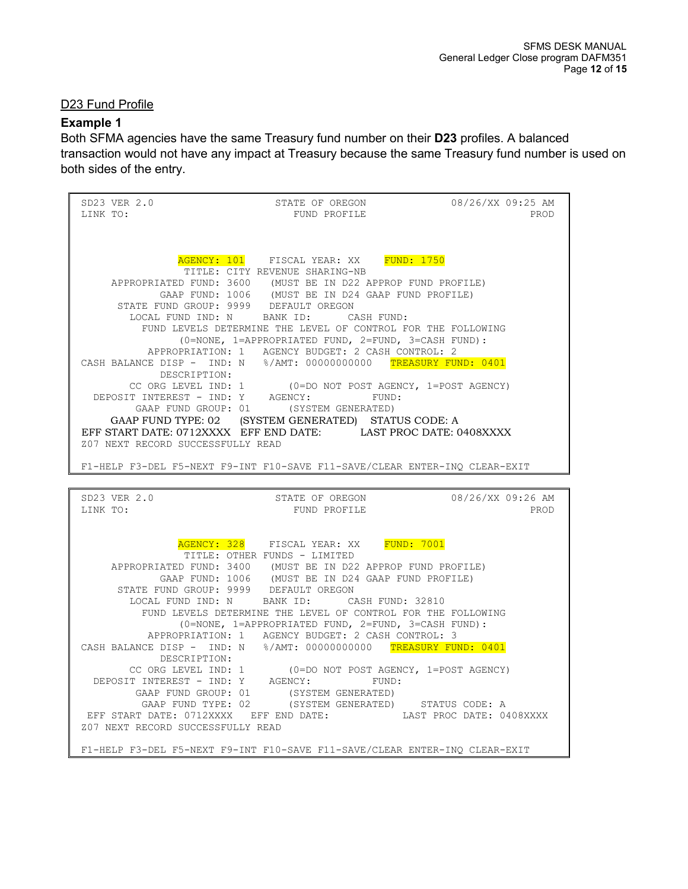## D23 Fund Profile

### Example 1

Both SFMA agencies have the same Treasury fund number on their **D23** profiles. A balanced transaction would not have any impact at Treasury because the same Treasury fund number is used on both sides of the entry.

```
SD23 VER 2.0                  STATE OF OREGON              08/26/XX 09:25 AM
LINK TO:                        FUND PROFILE                            PROD



               AGENCY: 101    FISCAL YEAR: XX    FUND: 1750
                TITLE: CITY REVENUE SHARING-NB
     APPROPRIATED FUND: 3600   (MUST BE IN D22 APPROP FUND PROFILE)
             GAAP FUND: 1006   (MUST BE IN D24 GAAP FUND PROFILE)
      STATE FUND GROUP: 9999   DEFAULT OREGON
        LOCAL FUND IND: N     BANK ID:      CASH FUND:
          FUND LEVELS DETERMINE THE LEVEL OF CONTROL FOR THE FOLLOWING
                (0=NONE, 1=APPROPRIATED FUND, 2=FUND, 3=CASH FUND):
         APPROPRIATION: 1   AGENCY BUDGET: 2 CASH CONTROL: 2
CASH BALANCE DISP -  IND: N   %/AMT: 00000000000  TREASURY FUND: 0401
           DESCRIPTION:
        CC ORG LEVEL IND: 1       (0=DO NOT POST AGENCY, 1=POST AGENCY)
  DEPOSIT INTEREST - IND: Y    AGENCY:         FUND:
         GAAP FUND GROUP: 01      (SYSTEM GENERATED)
     GAAP FUND TYPE: 02    (SYSTEM GENERATED)   STATUS CODE: A
EFF START DATE: 0712XXXX   EFF END DATE:        LAST PROC DATE: 0408XXXX
Z07 NEXT RECORD SUCCESSFULLY READ

F1-HELP F3-DEL F5-NEXT F9-INT F10-SAVE F11-SAVE/CLEAR ENTER-INQ CLEAR-EXIT
```

```
SD23 VER 2.0                  STATE OF OREGON              08/26/XX 09:26 AM
LINK TO:                        FUND PROFILE                            PROD


               AGENCY: 328    FISCAL YEAR: XX    FUND: 7001
                TITLE: OTHER FUNDS - LIMITED
     APPROPRIATED FUND: 3400   (MUST BE IN D22 APPROP FUND PROFILE)
             GAAP FUND: 1006   (MUST BE IN D24 GAAP FUND PROFILE)
      STATE FUND GROUP: 9999   DEFAULT OREGON
        LOCAL FUND IND: N     BANK ID:      CASH FUND: 32810
          FUND LEVELS DETERMINE THE LEVEL OF CONTROL FOR THE FOLLOWING
                (0=NONE, 1=APPROPRIATED FUND, 2=FUND, 3=CASH FUND):
         APPROPRIATION: 1   AGENCY BUDGET: 2 CASH CONTROL: 3
CASH BALANCE DISP -  IND: N   %/AMT: 00000000000  TREASURY FUND: 0401
           DESCRIPTION:
        CC ORG LEVEL IND: 1       (0=DO NOT POST AGENCY, 1=POST AGENCY)
  DEPOSIT INTEREST - IND: Y    AGENCY:         FUND:
         GAAP FUND GROUP: 01      (SYSTEM GENERATED)
          GAAP FUND TYPE: 02      (SYSTEM GENERATED)    STATUS CODE: A
 EFF START DATE: 0712XXXX   EFF END DATE:           LAST PROC DATE: 0408XXXX
Z07 NEXT RECORD SUCCESSFULLY READ

F1-HELP F3-DEL F5-NEXT F9-INT F10-SAVE F11-SAVE/CLEAR ENTER-INQ CLEAR-EXIT
```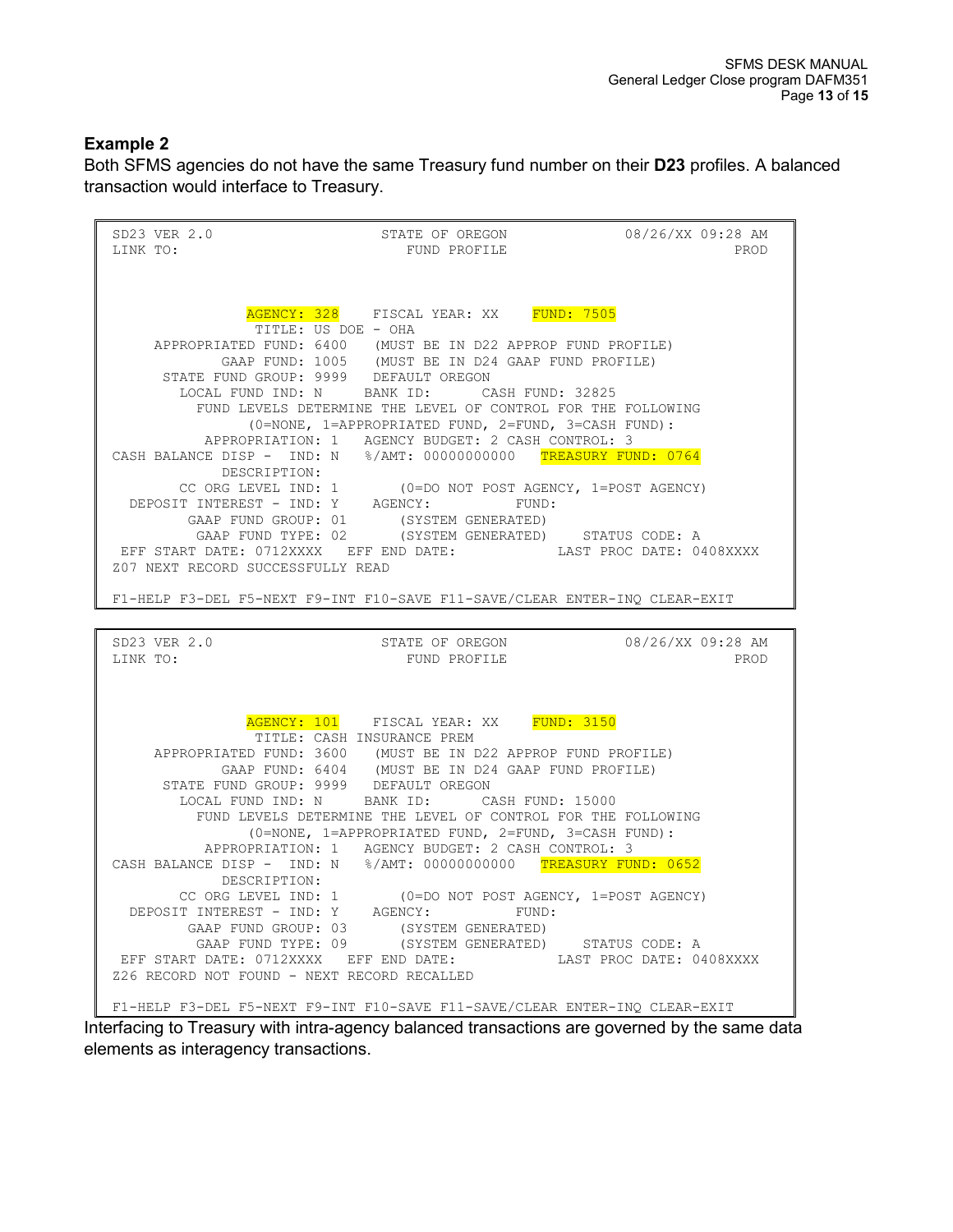### Example 2

Both SFMS agencies do not have the same Treasury fund number on their **D23** profiles. A balanced transaction would interface to Treasury.

```
SD23 VER 2.0                    STATE OF OREGON              08/26/XX 09:28 AM
LINK TO:                           FUND PROFILE                             PROD



                AGENCY: 328    FISCAL YEAR: XX    FUND: 7505
                 TITLE: US DOE - OHA
     APPROPRIATED FUND: 6400   (MUST BE IN D22 APPROP FUND PROFILE)
             GAAP FUND: 1005   (MUST BE IN D24 GAAP FUND PROFILE)
      STATE FUND GROUP: 9999   DEFAULT OREGON
        LOCAL FUND IND: N     BANK ID:      CASH FUND: 32825
          FUND LEVELS DETERMINE THE LEVEL OF CONTROL FOR THE FOLLOWING
                (0=NONE, 1=APPROPRIATED FUND, 2=FUND, 3=CASH FUND):
           APPROPRIATION: 1   AGENCY BUDGET: 2 CASH CONTROL: 3
CASH BALANCE DISP -  IND: N   %/AMT: 00000000000  TREASURY FUND: 0764
             DESCRIPTION:
        CC ORG LEVEL IND: 1       (0=DO NOT POST AGENCY, 1=POST AGENCY)
  DEPOSIT INTEREST - IND: Y    AGENCY:          FUND:
         GAAP FUND GROUP: 01       (SYSTEM GENERATED)
          GAAP FUND TYPE: 02       (SYSTEM GENERATED)    STATUS CODE: A
 EFF START DATE: 0712XXXX   EFF END DATE:          LAST PROC DATE: 0408XXXX
Z07 NEXT RECORD SUCCESSFULLY READ

F1-HELP F3-DEL F5-NEXT F9-INT F10-SAVE F11-SAVE/CLEAR ENTER-INQ CLEAR-EXIT
```

```
SD23 VER 2.0                    STATE OF OREGON              08/26/XX 09:28 AM
LINK TO:                           FUND PROFILE                             PROD



                AGENCY: 101    FISCAL YEAR: XX    FUND: 3150
                 TITLE: CASH INSURANCE PREM
     APPROPRIATED FUND: 3600   (MUST BE IN D22 APPROP FUND PROFILE)
             GAAP FUND: 6404   (MUST BE IN D24 GAAP FUND PROFILE)
      STATE FUND GROUP: 9999   DEFAULT OREGON
        LOCAL FUND IND: N     BANK ID:      CASH FUND: 15000
          FUND LEVELS DETERMINE THE LEVEL OF CONTROL FOR THE FOLLOWING
                (0=NONE, 1=APPROPRIATED FUND, 2=FUND, 3=CASH FUND):
           APPROPRIATION: 1   AGENCY BUDGET: 2 CASH CONTROL: 3
CASH BALANCE DISP -  IND: N   %/AMT: 00000000000  TREASURY FUND: 0652
             DESCRIPTION:
        CC ORG LEVEL IND: 1       (0=DO NOT POST AGENCY, 1=POST AGENCY)
  DEPOSIT INTEREST - IND: Y    AGENCY:          FUND:
         GAAP FUND GROUP: 03       (SYSTEM GENERATED)
          GAAP FUND TYPE: 09       (SYSTEM GENERATED)    STATUS CODE: A
 EFF START DATE: 0712XXXX   EFF END DATE:          LAST PROC DATE: 0408XXXX
Z26 RECORD NOT FOUND - NEXT RECORD RECALLED

F1-HELP F3-DEL F5-NEXT F9-INT F10-SAVE F11-SAVE/CLEAR ENTER-INQ CLEAR-EXIT
```

Interfacing to Treasury with intra-agency balanced transactions are governed by the same data elements as interagency transactions.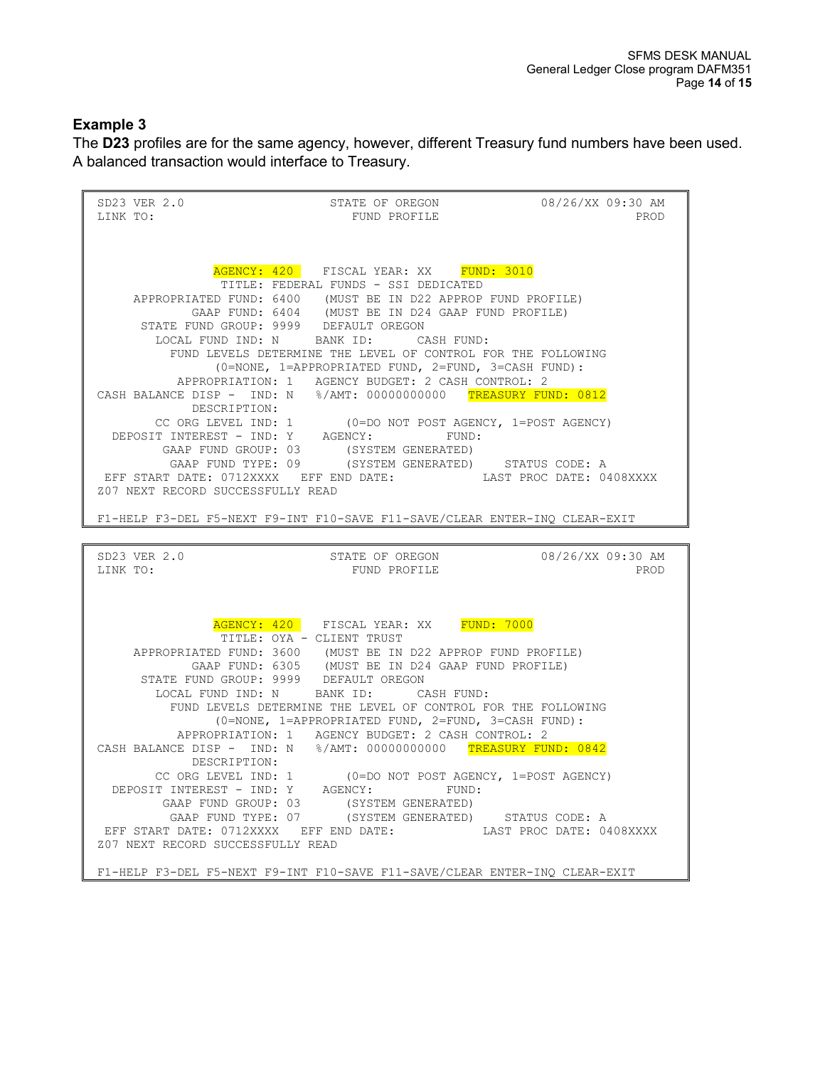### Example 3

The **D23** profiles are for the same agency, however, different Treasury fund numbers have been used. A balanced transaction would interface to Treasury.

```
SD23 VER 2.0                    STATE OF OREGON             08/26/XX 09:30 AM
LINK TO:                          FUND PROFILE                           PROD



                AGENCY: 420    FISCAL YEAR: XX    FUND: 3010
                     TITLE: FEDERAL FUNDS - SSI DEDICATED
     APPROPRIATED FUND: 6400   (MUST BE IN D22 APPROP FUND PROFILE)
             GAAP FUND: 6404   (MUST BE IN D24 GAAP FUND PROFILE)
      STATE FUND GROUP: 9999   DEFAULT OREGON
        LOCAL FUND IND: N     BANK ID:      CASH FUND:
          FUND LEVELS DETERMINE THE LEVEL OF CONTROL FOR THE FOLLOWING
                (0=NONE, 1=APPROPRIATED FUND, 2=FUND, 3=CASH FUND):
           APPROPRIATION: 1   AGENCY BUDGET: 2 CASH CONTROL: 2
CASH BALANCE DISP -  IND: N   %/AMT: 00000000000  TREASURY FUND: 0812
             DESCRIPTION:
        CC ORG LEVEL IND: 1       (0=DO NOT POST AGENCY, 1=POST AGENCY)
  DEPOSIT INTEREST - IND: Y    AGENCY:          FUND:
         GAAP FUND GROUP: 03      (SYSTEM GENERATED)
          GAAP FUND TYPE: 09      (SYSTEM GENERATED)    STATUS CODE: A
 EFF START DATE: 0712XXXX   EFF END DATE:           LAST PROC DATE: 0408XXXX
Z07 NEXT RECORD SUCCESSFULLY READ

F1-HELP F3-DEL F5-NEXT F9-INT F10-SAVE F11-SAVE/CLEAR ENTER-INQ CLEAR-EXIT
```

```
SD23 VER 2.0                    STATE OF OREGON             08/26/XX 09:30 AM
LINK TO:                          FUND PROFILE                           PROD



                AGENCY: 420    FISCAL YEAR: XX    FUND: 7000
                     TITLE: OYA - CLIENT TRUST
     APPROPRIATED FUND: 3600   (MUST BE IN D22 APPROP FUND PROFILE)
             GAAP FUND: 6305   (MUST BE IN D24 GAAP FUND PROFILE)
      STATE FUND GROUP: 9999   DEFAULT OREGON
        LOCAL FUND IND: N     BANK ID:      CASH FUND:
          FUND LEVELS DETERMINE THE LEVEL OF CONTROL FOR THE FOLLOWING
                (0=NONE, 1=APPROPRIATED FUND, 2=FUND, 3=CASH FUND):
           APPROPRIATION: 1   AGENCY BUDGET: 2 CASH CONTROL: 2
CASH BALANCE DISP -  IND: N   %/AMT: 00000000000  TREASURY FUND: 0842
             DESCRIPTION:
        CC ORG LEVEL IND: 1       (0=DO NOT POST AGENCY, 1=POST AGENCY)
  DEPOSIT INTEREST - IND: Y    AGENCY:          FUND:
         GAAP FUND GROUP: 03      (SYSTEM GENERATED)
          GAAP FUND TYPE: 07      (SYSTEM GENERATED)    STATUS CODE: A
 EFF START DATE: 0712XXXX   EFF END DATE:           LAST PROC DATE: 0408XXXX
Z07 NEXT RECORD SUCCESSFULLY READ

F1-HELP F3-DEL F5-NEXT F9-INT F10-SAVE F11-SAVE/CLEAR ENTER-INQ CLEAR-EXIT
```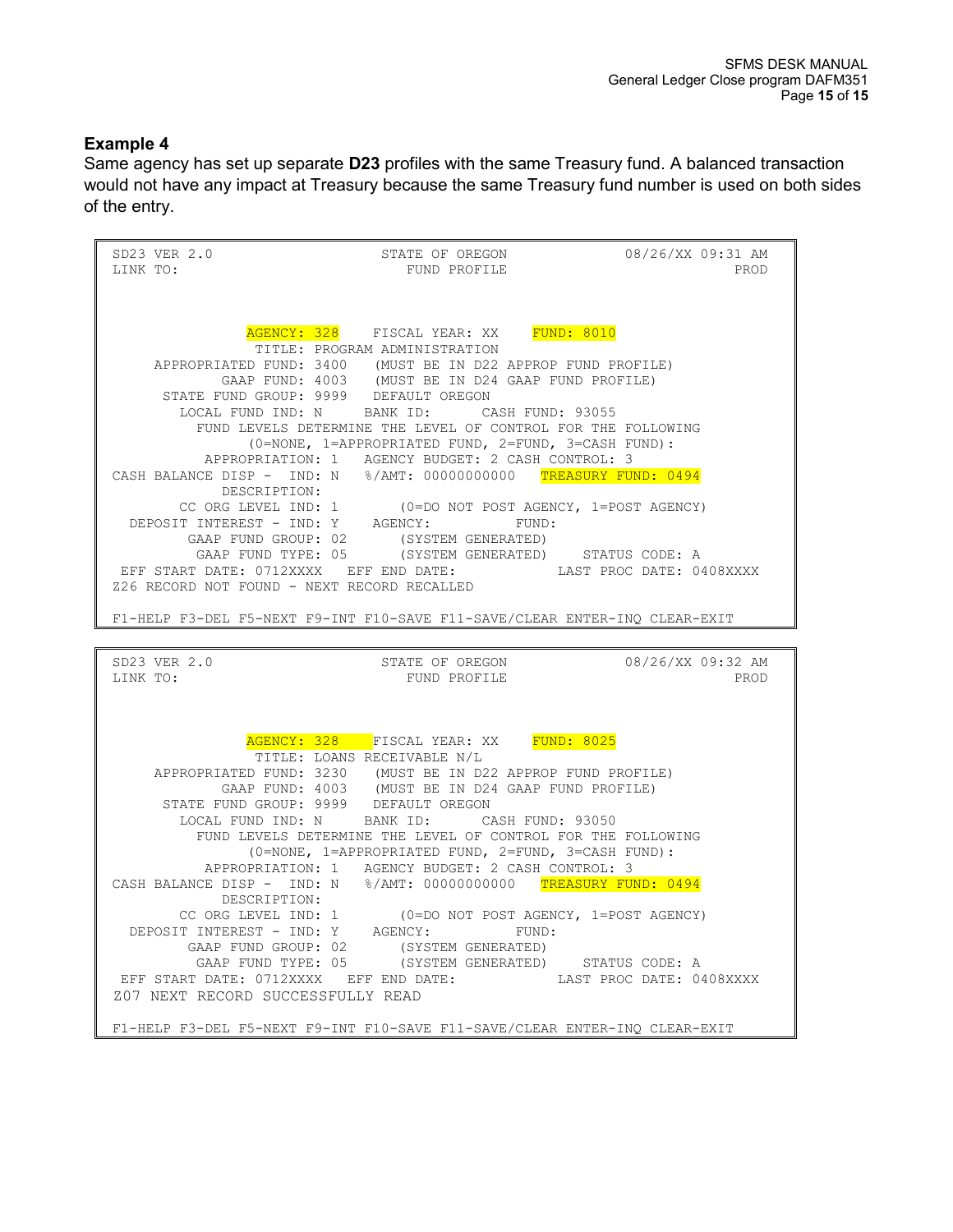### Example 4

Same agency has set up separate **D23** profiles with the same Treasury fund. A balanced transaction would not have any impact at Treasury because the same Treasury fund number is used on both sides of the entry.

```
SD23 VER 2.0                    STATE OF OREGON              08/26/XX 09:31 AM
LINK TO:                           FUND PROFILE                             PROD



                AGENCY: 328    FISCAL YEAR: XX    FUND: 8010
                 TITLE: PROGRAM ADMINISTRATION
     APPROPRIATED FUND: 3400   (MUST BE IN D22 APPROP FUND PROFILE)
             GAAP FUND: 4003   (MUST BE IN D24 GAAP FUND PROFILE)
      STATE FUND GROUP: 9999   DEFAULT OREGON
        LOCAL FUND IND: N     BANK ID:      CASH FUND: 93055
          FUND LEVELS DETERMINE THE LEVEL OF CONTROL FOR THE FOLLOWING
                (0=NONE, 1=APPROPRIATED FUND, 2=FUND, 3=CASH FUND):
           APPROPRIATION: 1   AGENCY BUDGET: 2 CASH CONTROL: 3
CASH BALANCE DISP -  IND: N   %/AMT: 00000000000   TREASURY FUND: 0494
           DESCRIPTION:
        CC ORG LEVEL IND: 1       (0=DO NOT POST AGENCY, 1=POST AGENCY)
  DEPOSIT INTEREST - IND: Y    AGENCY:          FUND:
         GAAP FUND GROUP: 02      (SYSTEM GENERATED)
          GAAP FUND TYPE: 05      (SYSTEM GENERATED)    STATUS CODE: A
 EFF START DATE: 0712XXXX   EFF END DATE:           LAST PROC DATE: 0408XXXX
Z26 RECORD NOT FOUND - NEXT RECORD RECALLED

F1-HELP F3-DEL F5-NEXT F9-INT F10-SAVE F11-SAVE/CLEAR ENTER-INQ CLEAR-EXIT
```

```
SD23 VER 2.0                    STATE OF OREGON              08/26/XX 09:32 AM
LINK TO:                           FUND PROFILE                             PROD



                AGENCY: 328    FISCAL YEAR: XX    FUND: 8025
                 TITLE: LOANS RECEIVABLE N/L
     APPROPRIATED FUND: 3230   (MUST BE IN D22 APPROP FUND PROFILE)
             GAAP FUND: 4003   (MUST BE IN D24 GAAP FUND PROFILE)
      STATE FUND GROUP: 9999   DEFAULT OREGON
        LOCAL FUND IND: N     BANK ID:      CASH FUND: 93050
          FUND LEVELS DETERMINE THE LEVEL OF CONTROL FOR THE FOLLOWING
                (0=NONE, 1=APPROPRIATED FUND, 2=FUND, 3=CASH FUND):
           APPROPRIATION: 1   AGENCY BUDGET: 2 CASH CONTROL: 3
CASH BALANCE DISP -  IND: N   %/AMT: 00000000000   TREASURY FUND: 0494
           DESCRIPTION:
        CC ORG LEVEL IND: 1       (0=DO NOT POST AGENCY, 1=POST AGENCY)
  DEPOSIT INTEREST - IND: Y    AGENCY:          FUND:
         GAAP FUND GROUP: 02      (SYSTEM GENERATED)
          GAAP FUND TYPE: 05      (SYSTEM GENERATED)    STATUS CODE: A
 EFF START DATE: 0712XXXX   EFF END DATE:           LAST PROC DATE: 0408XXXX
Z07 NEXT RECORD SUCCESSFULLY READ

F1-HELP F3-DEL F5-NEXT F9-INT F10-SAVE F11-SAVE/CLEAR ENTER-INQ CLEAR-EXIT
```